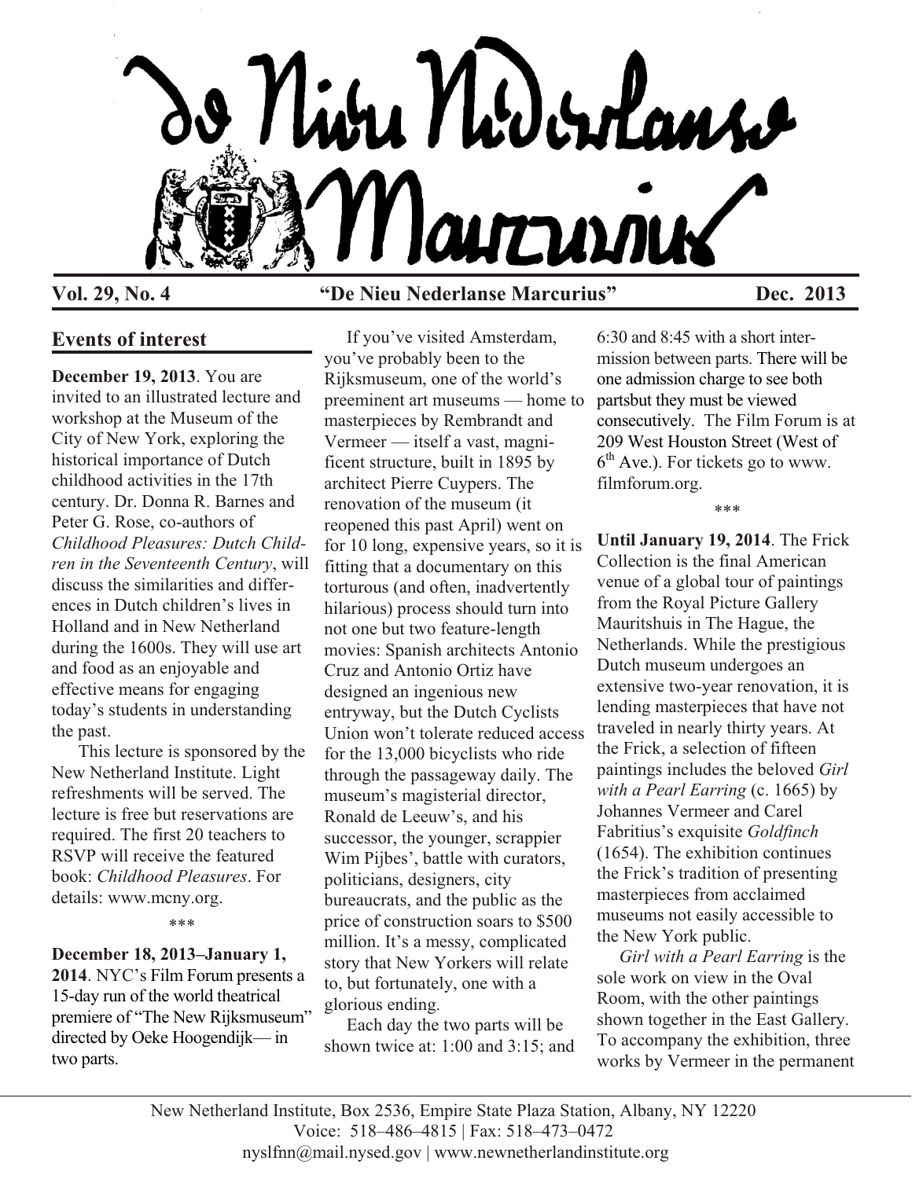# De Nieu Nederlanse Marcurius

**Vol. 29, No. 4** **"De Nieu Nederlanse Marcurius"** **Dec. 2013**

## Events of interest

**December 19, 2013**. You are invited to an illustrated lecture and workshop at the Museum of the City of New York, exploring the historical importance of Dutch childhood activities in the 17th century. Dr. Donna R. Barnes and Peter G. Rose, co-authors of *Childhood Pleasures: Dutch Children in the Seventeenth Century*, will discuss the similarities and differences in Dutch children's lives in Holland and in New Netherland during the 1600s. They will use art and food as an enjoyable and effective means for engaging today's students in understanding the past.

This lecture is sponsored by the New Netherland Institute. Light refreshments will be served. The lecture is free but reservations are required. The first 20 teachers to RSVP will receive the featured book: *Childhood Pleasures*. For details: www.mcny.org.

\*\*\*

**December 18, 2013–January 1, 2014**. NYC's Film Forum presents a 15-day run of the world theatrical premiere of "The New Rijksmuseum" directed by Oeke Hoogendijk— in two parts.

If you've visited Amsterdam, you've probably been to the Rijksmuseum, one of the world's preeminent art museums — home to masterpieces by Rembrandt and Vermeer — itself a vast, magnificent structure, built in 1895 by architect Pierre Cuypers. The renovation of the museum (it reopened this past April) went on for 10 long, expensive years, so it is fitting that a documentary on this torturous (and often, inadvertently hilarious) process should turn into not one but two feature-length movies: Spanish architects Antonio Cruz and Antonio Ortiz have designed an ingenious new entryway, but the Dutch Cyclists Union won't tolerate reduced access for the 13,000 bicyclists who ride through the passageway daily. The museum's magisterial director, Ronald de Leeuw's, and his successor, the younger, scrappier Wim Pijbes', battle with curators, politicians, designers, city bureaucrats, and the public as the price of construction soars to $500 million. It's a messy, complicated story that New Yorkers will relate to, but fortunately, one with a glorious ending.

Each day the two parts will be shown twice at: 1:00 and 3:15; and 6:30 and 8:45 with a short intermission between parts. There will be one admission charge to see both partsbut they must be viewed consecutively. The Film Forum is at 209 West Houston Street (West of 6th Ave.). For tickets go to www. filmforum.org.

\*\*\*

**Until January 19, 2014**. The Frick Collection is the final American venue of a global tour of paintings from the Royal Picture Gallery Mauritshuis in The Hague, the Netherlands. While the prestigious Dutch museum undergoes an extensive two-year renovation, it is lending masterpieces that have not traveled in nearly thirty years. At the Frick, a selection of fifteen paintings includes the beloved *Girl with a Pearl Earring* (c. 1665) by Johannes Vermeer and Carel Fabritius's exquisite *Goldfinch* (1654). The exhibition continues the Frick's tradition of presenting masterpieces from acclaimed museums not easily accessible to the New York public.

*Girl with a Pearl Earring* is the sole work on view in the Oval Room, with the other paintings shown together in the East Gallery. To accompany the exhibition, three works by Vermeer in the permanent

New Netherland Institute, Box 2536, Empire State Plaza Station, Albany, NY 12220
Voice: 518–486–4815 | Fax: 518–473–0472
nyslfnn@mail.nysed.gov | www.newnetherlandinstitute.org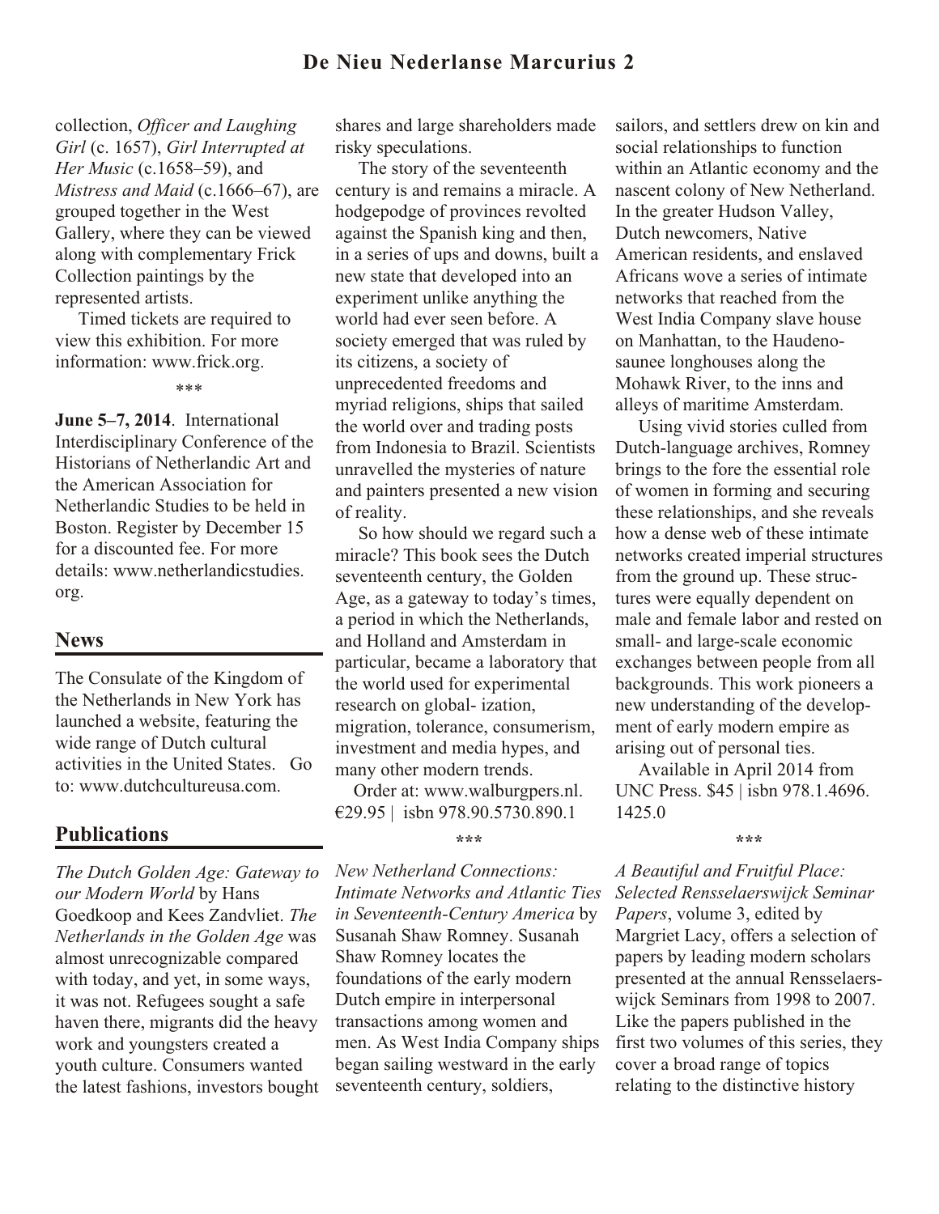collection, *Officer and Laughing Girl* (c. 1657), *Girl Interrupted at Her Music* (c.1658–59), and *Mistress and Maid* (c.1666–67), are grouped together in the West Gallery, where they can be viewed along with complementary Frick Collection paintings by the represented artists.

Timed tickets are required to view this exhibition. For more information: www.frick.org.

\*\*\*

**June 5–7, 2014**. International Interdisciplinary Conference of the Historians of Netherlandic Art and the American Association for Netherlandic Studies to be held in Boston. Register by December 15 for a discounted fee. For more details: www.netherlandicstudies.org.

## News

The Consulate of the Kingdom of the Netherlands in New York has launched a website, featuring the wide range of Dutch cultural activities in the United States. Go to: www.dutchcultureusa.com.

## Publications

*The Dutch Golden Age: Gateway to our Modern World* by Hans Goedkoop and Kees Zandvliet. *The Netherlands in the Golden Age* was almost unrecognizable compared with today, and yet, in some ways, it was not. Refugees sought a safe haven there, migrants did the heavy work and youngsters created a youth culture. Consumers wanted the latest fashions, investors bought shares and large shareholders made risky speculations.

The story of the seventeenth century is and remains a miracle. A hodgepodge of provinces revolted against the Spanish king and then, in a series of ups and downs, built a new state that developed into an experiment unlike anything the world had ever seen before. A society emerged that was ruled by its citizens, a society of unprecedented freedoms and myriad religions, ships that sailed the world over and trading posts from Indonesia to Brazil. Scientists unravelled the mysteries of nature and painters presented a new vision of reality.

So how should we regard such a miracle? This book sees the Dutch seventeenth century, the Golden Age, as a gateway to today's times, a period in which the Netherlands, and Holland and Amsterdam in particular, became a laboratory that the world used for experimental research on global- ization, migration, tolerance, consumerism, investment and media hypes, and many other modern trends.

Order at: www.walburgpers.nl. €29.95 | isbn 978.90.5730.890.1

\*\*\*

*New Netherland Connections: Intimate Networks and Atlantic Ties in Seventeenth-Century America* by Susanah Shaw Romney. Susanah Shaw Romney locates the foundations of the early modern Dutch empire in interpersonal transactions among women and men. As West India Company ships began sailing westward in the early seventeenth century, soldiers, sailors, and settlers drew on kin and social relationships to function within an Atlantic economy and the nascent colony of New Netherland. In the greater Hudson Valley, Dutch newcomers, Native American residents, and enslaved Africans wove a series of intimate networks that reached from the West India Company slave house on Manhattan, to the Haudenosaunee longhouses along the Mohawk River, to the inns and alleys of maritime Amsterdam.

Using vivid stories culled from Dutch-language archives, Romney brings to the fore the essential role of women in forming and securing these relationships, and she reveals how a dense web of these intimate networks created imperial structures from the ground up. These structures were equally dependent on male and female labor and rested on small- and large-scale economic exchanges between people from all backgrounds. This work pioneers a new understanding of the development of early modern empire as arising out of personal ties.

Available in April 2014 from UNC Press. $45 | isbn 978.1.4696.1425.0

\*\*\*

*A Beautiful and Fruitful Place: Selected Rensselaerswijck Seminar Papers*, volume 3, edited by Margriet Lacy, offers a selection of papers by leading modern scholars presented at the annual Rensselaerswijck Seminars from 1998 to 2007. Like the papers published in the first two volumes of this series, they cover a broad range of topics relating to the distinctive history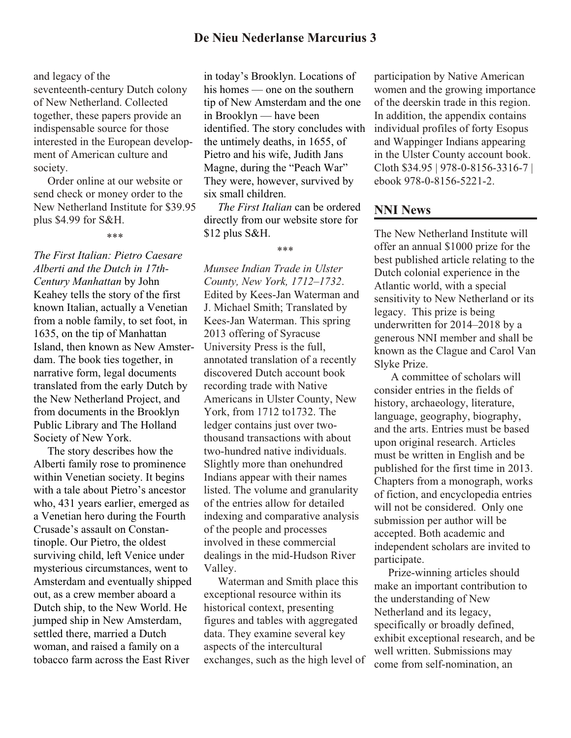and legacy of the seventeenth-century Dutch colony of New Netherland. Collected together, these papers provide an indispensable source for those interested in the European development of American culture and society.

Order online at our website or send check or money order to the New Netherland Institute for $39.95 plus $4.99 for S&H.

\*\*\*

*The First Italian: Pietro Caesare Alberti and the Dutch in 17th-Century Manhattan* by John Keahey tells the story of the first known Italian, actually a Venetian from a noble family, to set foot, in 1635, on the tip of Manhattan Island, then known as New Amsterdam. The book ties together, in narrative form, legal documents translated from the early Dutch by the New Netherland Project, and from documents in the Brooklyn Public Library and The Holland Society of New York.

The story describes how the Alberti family rose to prominence within Venetian society. It begins with a tale about Pietro's ancestor who, 431 years earlier, emerged as a Venetian hero during the Fourth Crusade's assault on Constantinople. Our Pietro, the oldest surviving child, left Venice under mysterious circumstances, went to Amsterdam and eventually shipped out, as a crew member aboard a Dutch ship, to the New World. He jumped ship in New Amsterdam, settled there, married a Dutch woman, and raised a family on a tobacco farm across the East River in today's Brooklyn. Locations of his homes — one on the southern tip of New Amsterdam and the one in Brooklyn — have been identified. The story concludes with the untimely deaths, in 1655, of Pietro and his wife, Judith Jans Magne, during the "Peach War" They were, however, survived by six small children.

*The First Italian* can be ordered directly from our website store for $12 plus S&H.

\*\*\*

*Munsee Indian Trade in Ulster County, New York, 1712–1732*. Edited by Kees-Jan Waterman and J. Michael Smith; Translated by Kees-Jan Waterman. This spring 2013 offering of Syracuse University Press is the full, annotated translation of a recently discovered Dutch account book recording trade with Native Americans in Ulster County, New York, from 1712 to1732. The ledger contains just over two-thousand transactions with about two-hundred native individuals. Slightly more than onehundred Indians appear with their names listed. The volume and granularity of the entries allow for detailed indexing and comparative analysis of the people and processes involved in these commercial dealings in the mid-Hudson River Valley.

Waterman and Smith place this exceptional resource within its historical context, presenting figures and tables with aggregated data. They examine several key aspects of the intercultural exchanges, such as the high level of participation by Native American women and the growing importance of the deerskin trade in this region. In addition, the appendix contains individual profiles of forty Esopus and Wappinger Indians appearing in the Ulster County account book. Cloth $34.95 | 978-0-8156-3316-7 | ebook 978-0-8156-5221-2.

## NNI News

The New Netherland Institute will offer an annual $1000 prize for the best published article relating to the Dutch colonial experience in the Atlantic world, with a special sensitivity to New Netherland or its legacy. This prize is being underwritten for 2014–2018 by a generous NNI member and shall be known as the Clague and Carol Van Slyke Prize.

A committee of scholars will consider entries in the fields of history, archaeology, literature, language, geography, biography, and the arts. Entries must be based upon original research. Articles must be written in English and be published for the first time in 2013. Chapters from a monograph, works of fiction, and encyclopedia entries will not be considered. Only one submission per author will be accepted. Both academic and independent scholars are invited to participate.

Prize-winning articles should make an important contribution to the understanding of New Netherland and its legacy, specifically or broadly defined, exhibit exceptional research, and be well written. Submissions may come from self-nomination, an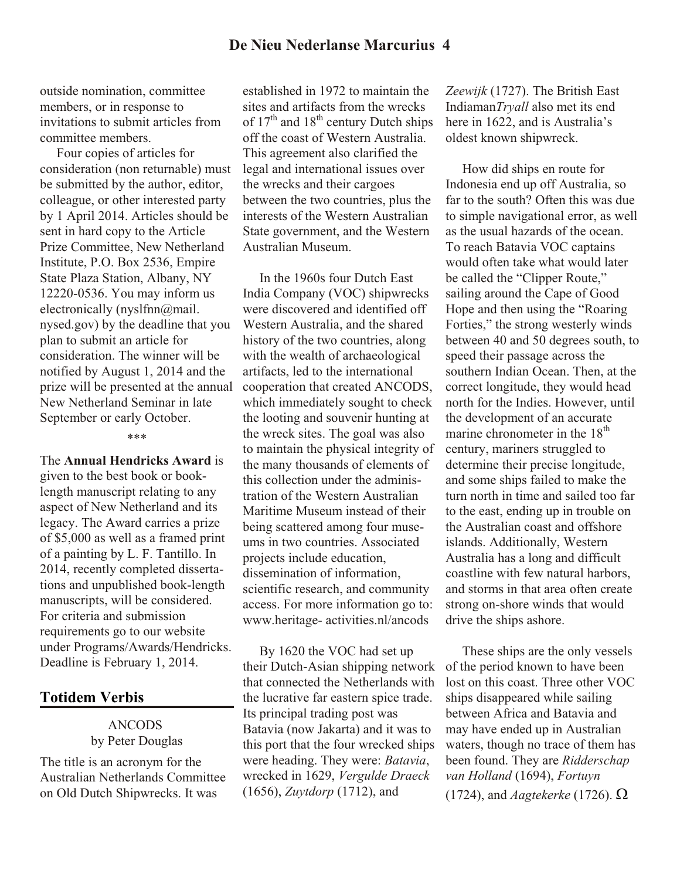outside nomination, committee members, or in response to invitations to submit articles from committee members.

Four copies of articles for consideration (non returnable) must be submitted by the author, editor, colleague, or other interested party by 1 April 2014. Articles should be sent in hard copy to the Article Prize Committee, New Netherland Institute, P.O. Box 2536, Empire State Plaza Station, Albany, NY 12220-0536. You may inform us electronically (nyslfnn@mail.nysed.gov) by the deadline that you plan to submit an article for consideration. The winner will be notified by August 1, 2014 and the prize will be presented at the annual New Netherland Seminar in late September or early October.

\*\*\*

The **Annual Hendricks Award** is given to the best book or book-length manuscript relating to any aspect of New Netherland and its legacy. The Award carries a prize of $5,000 as well as a framed print of a painting by L. F. Tantillo. In 2014, recently completed dissertations and unpublished book-length manuscripts, will be considered. For criteria and submission requirements go to our website under Programs/Awards/Hendricks. Deadline is February 1, 2014.

## Totidem Verbis

ANCODS
by Peter Douglas

The title is an acronym for the Australian Netherlands Committee on Old Dutch Shipwrecks. It was established in 1972 to maintain the sites and artifacts from the wrecks of 17th and 18th century Dutch ships off the coast of Western Australia. This agreement also clarified the legal and international issues over the wrecks and their cargoes between the two countries, plus the interests of the Western Australian State government, and the Western Australian Museum.

In the 1960s four Dutch East India Company (VOC) shipwrecks were discovered and identified off Western Australia, and the shared history of the two countries, along with the wealth of archaeological artifacts, led to the international cooperation that created ANCODS, which immediately sought to check the looting and souvenir hunting at the wreck sites. The goal was also to maintain the physical integrity of the many thousands of elements of this collection under the administration of the Western Australian Maritime Museum instead of their being scattered among four museums in two countries. Associated projects include education, dissemination of information, scientific research, and community access. For more information go to: www.heritage- activities.nl/ancods

By 1620 the VOC had set up their Dutch-Asian shipping network that connected the Netherlands with the lucrative far eastern spice trade. Its principal trading post was Batavia (now Jakarta) and it was to this port that the four wrecked ships were heading. They were: *Batavia*, wrecked in 1629, *Vergulde Draeck* (1656), *Zuytdorp* (1712), and *Zeewijk* (1727). The British East Indiaman*Tryall* also met its end here in 1622, and is Australia's oldest known shipwreck.

How did ships en route for Indonesia end up off Australia, so far to the south? Often this was due to simple navigational error, as well as the usual hazards of the ocean. To reach Batavia VOC captains would often take what would later be called the "Clipper Route," sailing around the Cape of Good Hope and then using the "Roaring Forties," the strong westerly winds between 40 and 50 degrees south, to speed their passage across the southern Indian Ocean. Then, at the correct longitude, they would head north for the Indies. However, until the development of an accurate marine chronometer in the 18th century, mariners struggled to determine their precise longitude, and some ships failed to make the turn north in time and sailed too far to the east, ending up in trouble on the Australian coast and offshore islands. Additionally, Western Australia has a long and difficult coastline with few natural harbors, and storms in that area often create strong on-shore winds that would drive the ships ashore.

These ships are the only vessels of the period known to have been lost on this coast. Three other VOC ships disappeared while sailing between Africa and Batavia and may have ended up in Australian waters, though no trace of them has been found. They are *Ridderschap van Holland* (1694), *Fortuyn* (1724), and *Aagtekerke* (1726). Ω